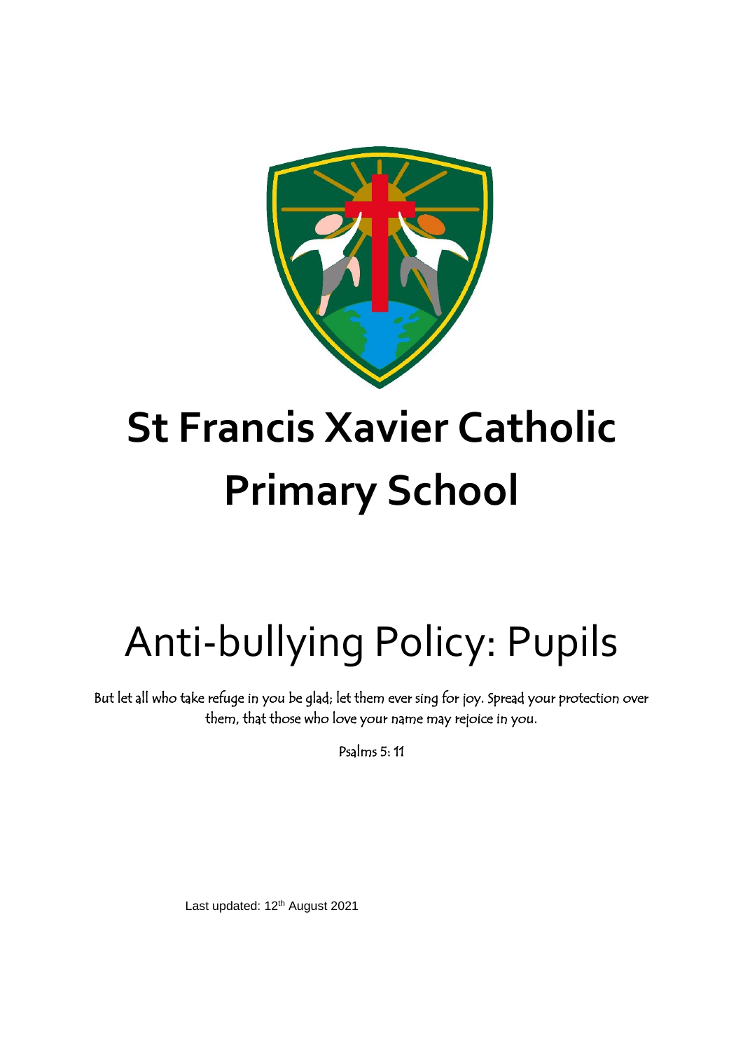# St Francis Xavier Catholic Primary School

## Anti-bullying Policy: Pupils

But let all who take refuge in you be glad; let them ever sing for joy. Spread your protection over them, that those who love your name may rejoice in you.

Psalms 5: 11

Last updated: 12th August 2021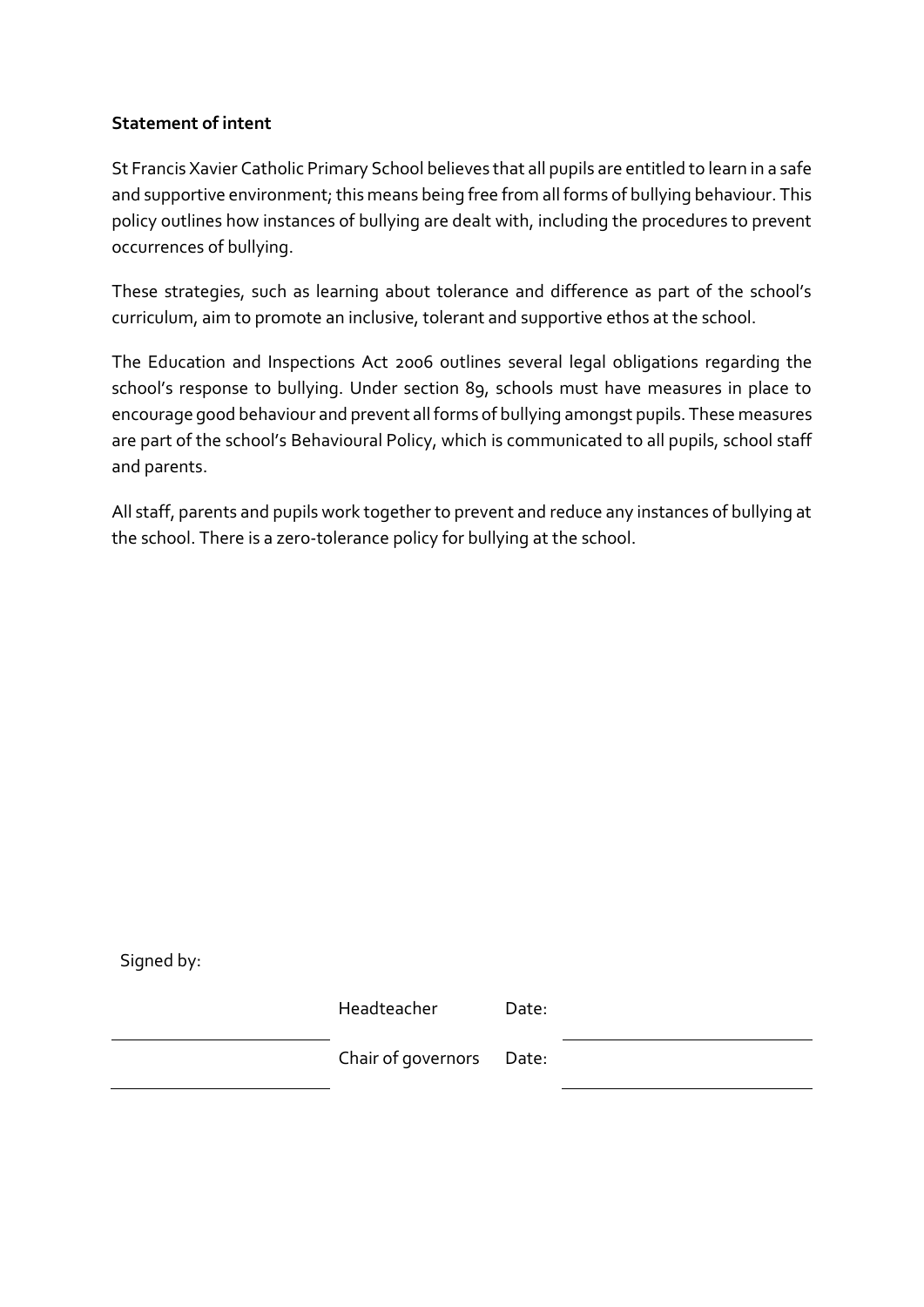**Statement of intent**

St Francis Xavier Catholic Primary School believes that all pupils are entitled to learn in a safe and supportive environment; this means being free from all forms of bullying behaviour. This policy outlines how instances of bullying are dealt with, including the procedures to prevent occurrences of bullying.

These strategies, such as learning about tolerance and difference as part of the school's curriculum, aim to promote an inclusive, tolerant and supportive ethos at the school.

The Education and Inspections Act 2006 outlines several legal obligations regarding the school's response to bullying. Under section 89, schools must have measures in place to encourage good behaviour and prevent all forms of bullying amongst pupils. These measures are part of the school's Behavioural Policy, which is communicated to all pupils, school staff and parents.

All staff, parents and pupils work together to prevent and reduce any instances of bullying at the school. There is a zero-tolerance policy for bullying at the school.

Signed by:

| | | | |
|---|---|---|---|
| ____________________ | Headteacher | Date: | ____________________ |
| ____________________ | Chair of governors | Date: | ____________________ |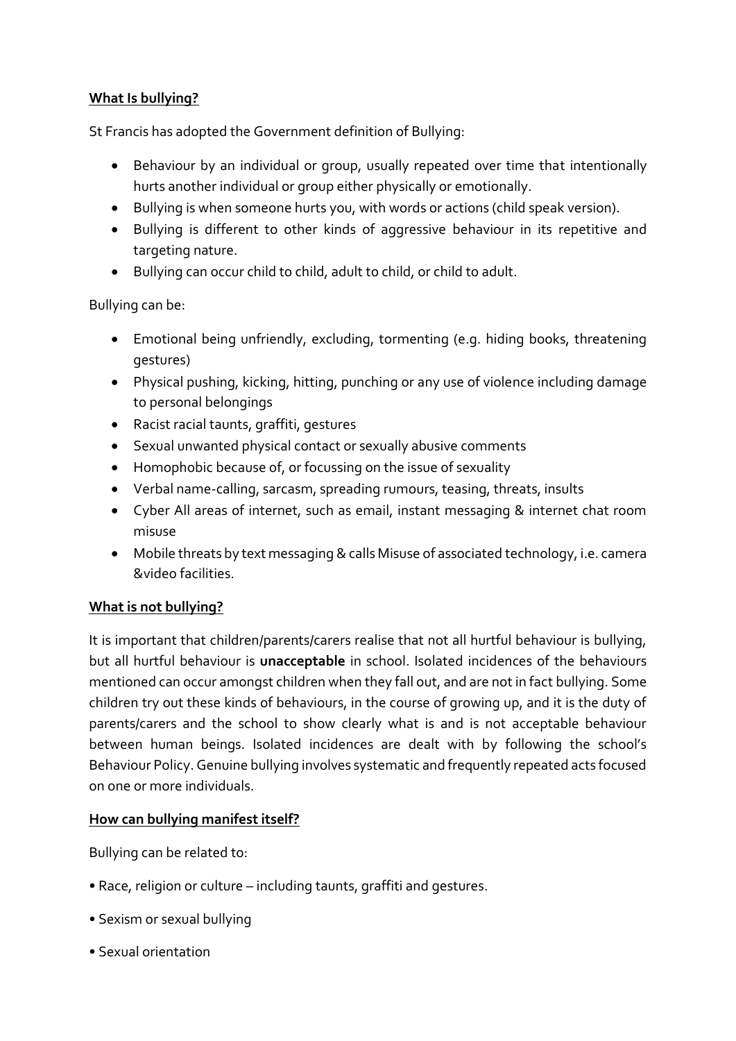**What Is bullying?**

St Francis has adopted the Government definition of Bullying:

- Behaviour by an individual or group, usually repeated over time that intentionally hurts another individual or group either physically or emotionally.
- Bullying is when someone hurts you, with words or actions (child speak version).
- Bullying is different to other kinds of aggressive behaviour in its repetitive and targeting nature.
- Bullying can occur child to child, adult to child, or child to adult.

Bullying can be:

- Emotional being unfriendly, excluding, tormenting (e.g. hiding books, threatening gestures)
- Physical pushing, kicking, hitting, punching or any use of violence including damage to personal belongings
- Racist racial taunts, graffiti, gestures
- Sexual unwanted physical contact or sexually abusive comments
- Homophobic because of, or focussing on the issue of sexuality
- Verbal name-calling, sarcasm, spreading rumours, teasing, threats, insults
- Cyber All areas of internet, such as email, instant messaging & internet chat room misuse
- Mobile threats by text messaging & calls Misuse of associated technology, i.e. camera &video facilities.

**What is not bullying?**

It is important that children/parents/carers realise that not all hurtful behaviour is bullying, but all hurtful behaviour is **unacceptable** in school. Isolated incidences of the behaviours mentioned can occur amongst children when they fall out, and are not in fact bullying. Some children try out these kinds of behaviours, in the course of growing up, and it is the duty of parents/carers and the school to show clearly what is and is not acceptable behaviour between human beings. Isolated incidences are dealt with by following the school's Behaviour Policy. Genuine bullying involves systematic and frequently repeated acts focused on one or more individuals.

**How can bullying manifest itself?**

Bullying can be related to:

- Race, religion or culture – including taunts, graffiti and gestures.
- Sexism or sexual bullying
- Sexual orientation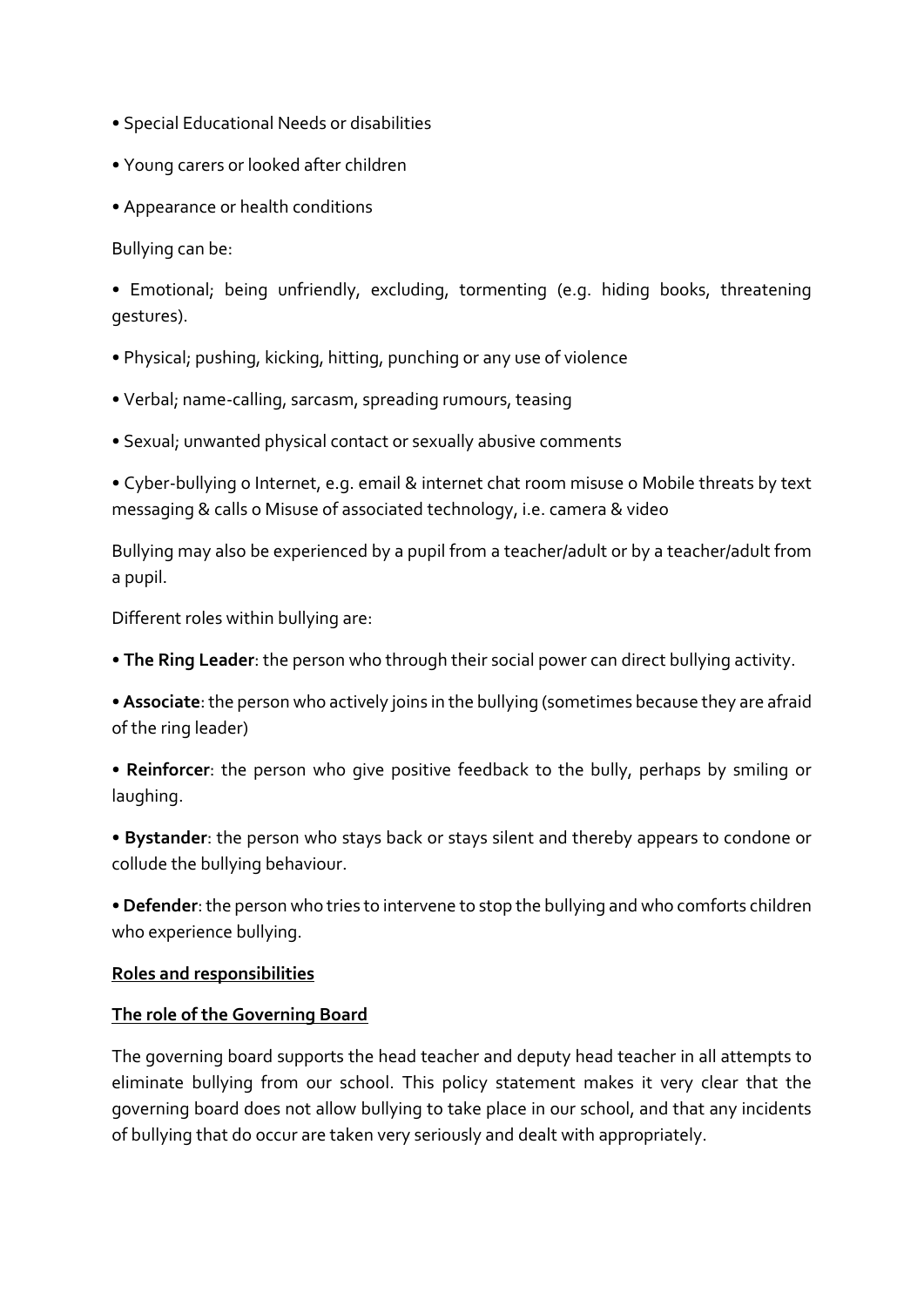- Special Educational Needs or disabilities
- Young carers or looked after children
- Appearance or health conditions

Bullying can be:

- Emotional; being unfriendly, excluding, tormenting (e.g. hiding books, threatening gestures).
- Physical; pushing, kicking, hitting, punching or any use of violence
- Verbal; name-calling, sarcasm, spreading rumours, teasing
- Sexual; unwanted physical contact or sexually abusive comments
- Cyber-bullying o Internet, e.g. email & internet chat room misuse o Mobile threats by text messaging & calls o Misuse of associated technology, i.e. camera & video

Bullying may also be experienced by a pupil from a teacher/adult or by a teacher/adult from a pupil.

Different roles within bullying are:

- **The Ring Leader**: the person who through their social power can direct bullying activity.
- **Associate**: the person who actively joins in the bullying (sometimes because they are afraid of the ring leader)
- **Reinforcer**: the person who give positive feedback to the bully, perhaps by smiling or laughing.
- **Bystander**: the person who stays back or stays silent and thereby appears to condone or collude the bullying behaviour.
- **Defender**: the person who tries to intervene to stop the bullying and who comforts children who experience bullying.

## Roles and responsibilities

### The role of the Governing Board

The governing board supports the head teacher and deputy head teacher in all attempts to eliminate bullying from our school. This policy statement makes it very clear that the governing board does not allow bullying to take place in our school, and that any incidents of bullying that do occur are taken very seriously and dealt with appropriately.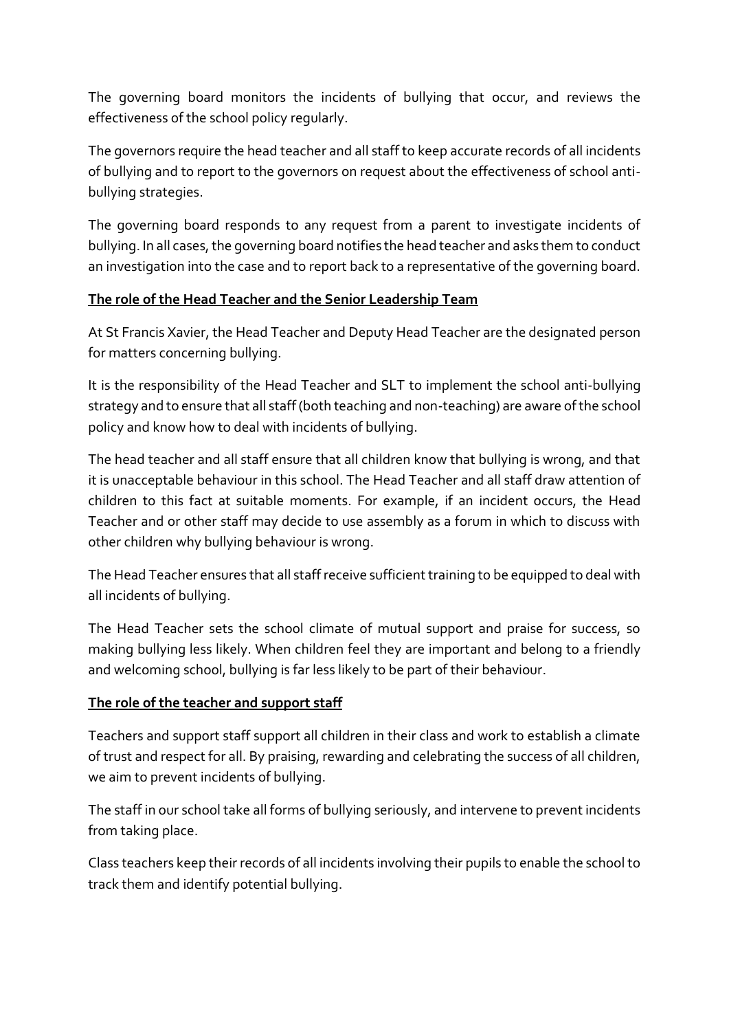The governing board monitors the incidents of bullying that occur, and reviews the effectiveness of the school policy regularly.

The governors require the head teacher and all staff to keep accurate records of all incidents of bullying and to report to the governors on request about the effectiveness of school anti-bullying strategies.

The governing board responds to any request from a parent to investigate incidents of bullying. In all cases, the governing board notifies the head teacher and asks them to conduct an investigation into the case and to report back to a representative of the governing board.

**The role of the Head Teacher and the Senior Leadership Team**

At St Francis Xavier, the Head Teacher and Deputy Head Teacher are the designated person for matters concerning bullying.

It is the responsibility of the Head Teacher and SLT to implement the school anti-bullying strategy and to ensure that all staff (both teaching and non-teaching) are aware of the school policy and know how to deal with incidents of bullying.

The head teacher and all staff ensure that all children know that bullying is wrong, and that it is unacceptable behaviour in this school. The Head Teacher and all staff draw attention of children to this fact at suitable moments. For example, if an incident occurs, the Head Teacher and or other staff may decide to use assembly as a forum in which to discuss with other children why bullying behaviour is wrong.

The Head Teacher ensures that all staff receive sufficient training to be equipped to deal with all incidents of bullying.

The Head Teacher sets the school climate of mutual support and praise for success, so making bullying less likely. When children feel they are important and belong to a friendly and welcoming school, bullying is far less likely to be part of their behaviour.

**The role of the teacher and support staff**

Teachers and support staff support all children in their class and work to establish a climate of trust and respect for all. By praising, rewarding and celebrating the success of all children, we aim to prevent incidents of bullying.

The staff in our school take all forms of bullying seriously, and intervene to prevent incidents from taking place.

Class teachers keep their records of all incidents involving their pupils to enable the school to track them and identify potential bullying.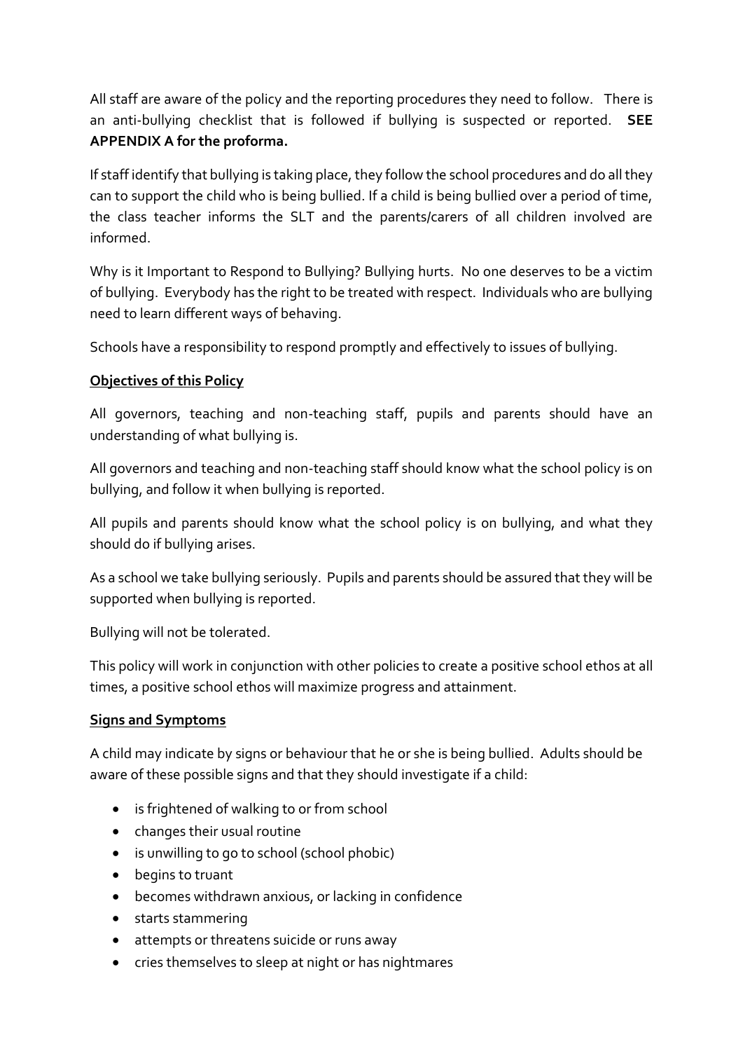All staff are aware of the policy and the reporting procedures they need to follow. There is an anti-bullying checklist that is followed if bullying is suspected or reported. **SEE APPENDIX A for the proforma.**

If staff identify that bullying is taking place, they follow the school procedures and do all they can to support the child who is being bullied. If a child is being bullied over a period of time, the class teacher informs the SLT and the parents/carers of all children involved are informed.

Why is it Important to Respond to Bullying? Bullying hurts. No one deserves to be a victim of bullying. Everybody has the right to be treated with respect. Individuals who are bullying need to learn different ways of behaving.

Schools have a responsibility to respond promptly and effectively to issues of bullying.

**Objectives of this Policy**

All governors, teaching and non-teaching staff, pupils and parents should have an understanding of what bullying is.

All governors and teaching and non-teaching staff should know what the school policy is on bullying, and follow it when bullying is reported.

All pupils and parents should know what the school policy is on bullying, and what they should do if bullying arises.

As a school we take bullying seriously. Pupils and parents should be assured that they will be supported when bullying is reported.

Bullying will not be tolerated.

This policy will work in conjunction with other policies to create a positive school ethos at all times, a positive school ethos will maximize progress and attainment.

**Signs and Symptoms**

A child may indicate by signs or behaviour that he or she is being bullied. Adults should be aware of these possible signs and that they should investigate if a child:

- is frightened of walking to or from school
- changes their usual routine
- is unwilling to go to school (school phobic)
- begins to truant
- becomes withdrawn anxious, or lacking in confidence
- starts stammering
- attempts or threatens suicide or runs away
- cries themselves to sleep at night or has nightmares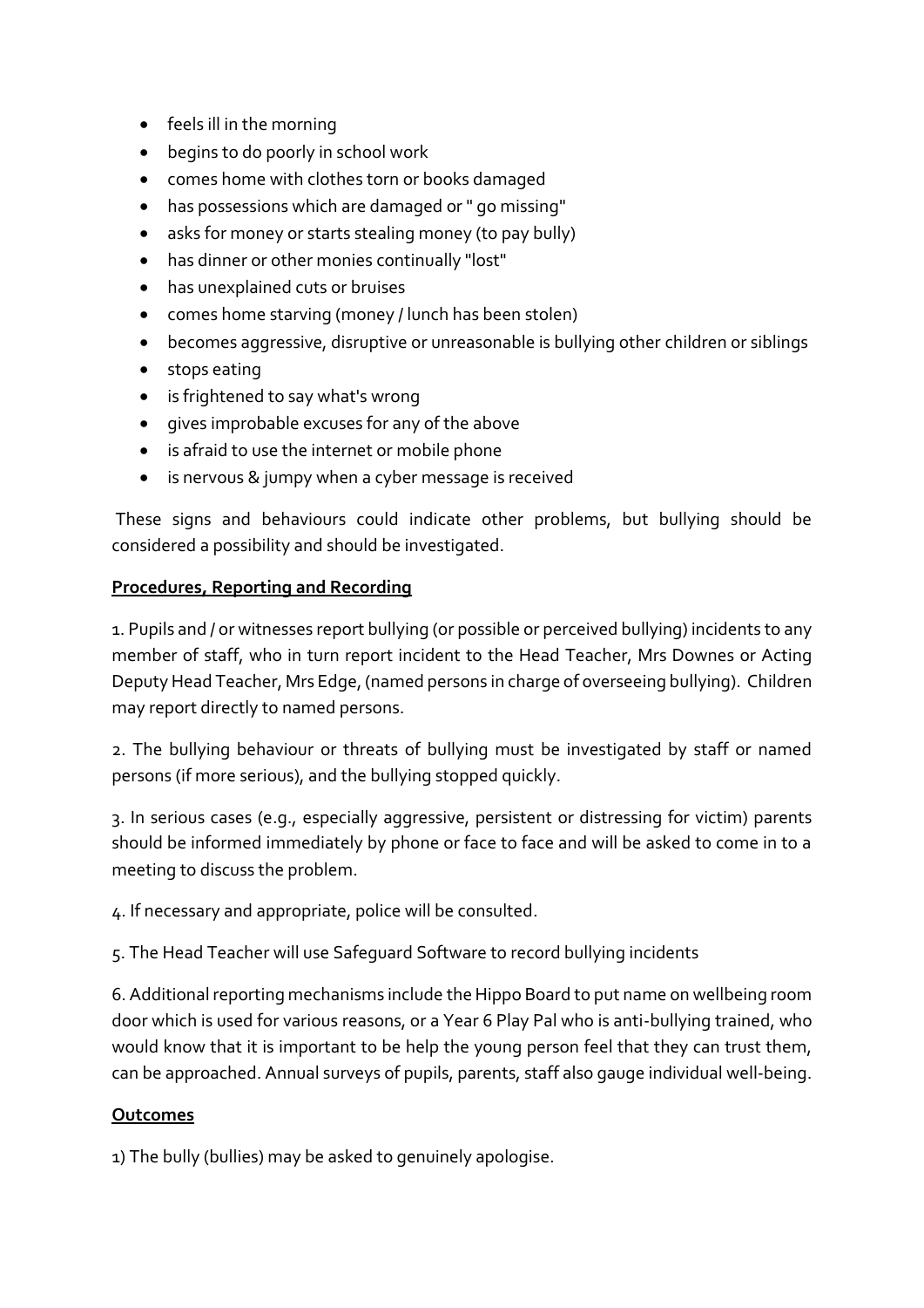- feels ill in the morning
- begins to do poorly in school work
- comes home with clothes torn or books damaged
- has possessions which are damaged or " go missing"
- asks for money or starts stealing money (to pay bully)
- has dinner or other monies continually "lost"
- has unexplained cuts or bruises
- comes home starving (money / lunch has been stolen)
- becomes aggressive, disruptive or unreasonable is bullying other children or siblings
- stops eating
- is frightened to say what's wrong
- gives improbable excuses for any of the above
- is afraid to use the internet or mobile phone
- is nervous & jumpy when a cyber message is received

These signs and behaviours could indicate other problems, but bullying should be considered a possibility and should be investigated.

**Procedures, Reporting and Recording**

1. Pupils and / or witnesses report bullying (or possible or perceived bullying) incidents to any member of staff, who in turn report incident to the Head Teacher, Mrs Downes or Acting Deputy Head Teacher, Mrs Edge, (named persons in charge of overseeing bullying). Children may report directly to named persons.

2. The bullying behaviour or threats of bullying must be investigated by staff or named persons (if more serious), and the bullying stopped quickly.

3. In serious cases (e.g., especially aggressive, persistent or distressing for victim) parents should be informed immediately by phone or face to face and will be asked to come in to a meeting to discuss the problem.

4. If necessary and appropriate, police will be consulted.

5. The Head Teacher will use Safeguard Software to record bullying incidents

6. Additional reporting mechanisms include the Hippo Board to put name on wellbeing room door which is used for various reasons, or a Year 6 Play Pal who is anti-bullying trained, who would know that it is important to be help the young person feel that they can trust them, can be approached. Annual surveys of pupils, parents, staff also gauge individual well-being.

**Outcomes**

1) The bully (bullies) may be asked to genuinely apologise.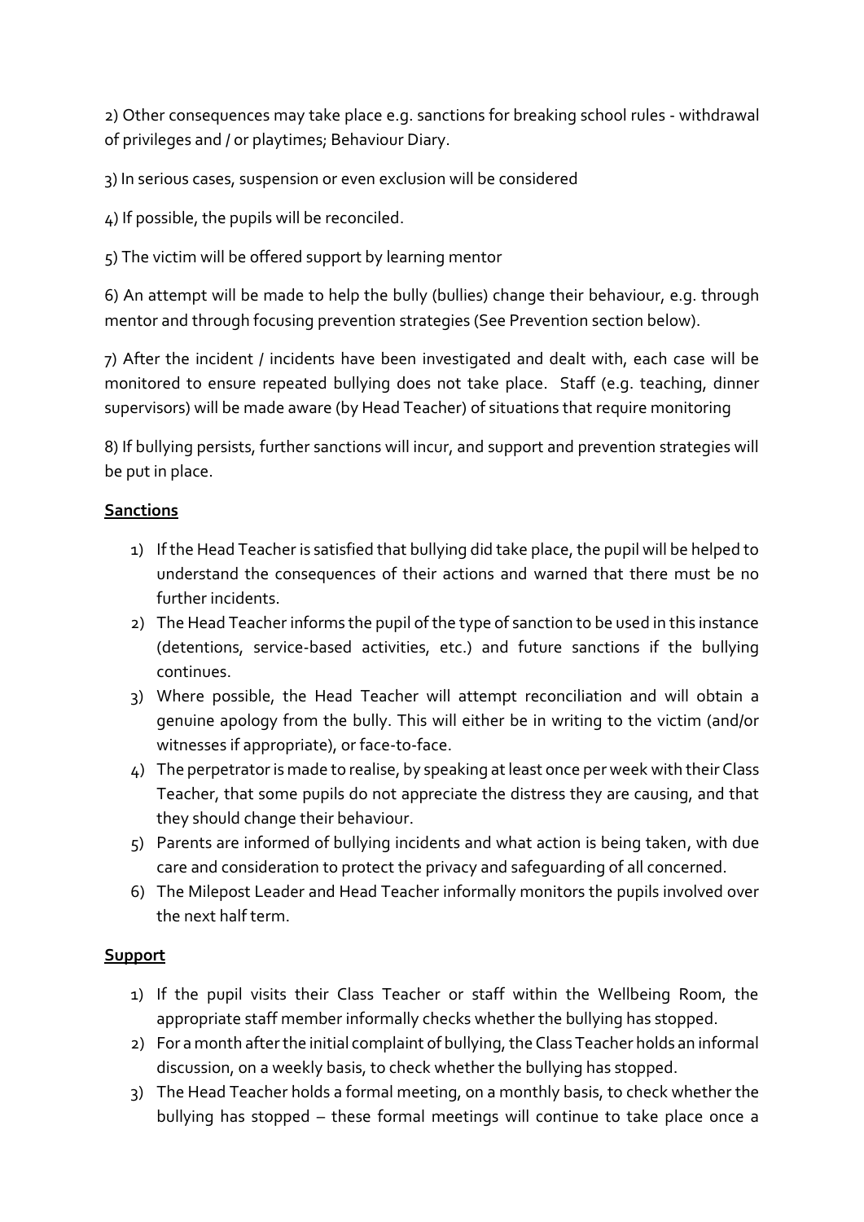2) Other consequences may take place e.g. sanctions for breaking school rules - withdrawal of privileges and / or playtimes; Behaviour Diary.

3) In serious cases, suspension or even exclusion will be considered

4) If possible, the pupils will be reconciled.

5) The victim will be offered support by learning mentor

6) An attempt will be made to help the bully (bullies) change their behaviour, e.g. through mentor and through focusing prevention strategies (See Prevention section below).

7) After the incident / incidents have been investigated and dealt with, each case will be monitored to ensure repeated bullying does not take place. Staff (e.g. teaching, dinner supervisors) will be made aware (by Head Teacher) of situations that require monitoring

8) If bullying persists, further sanctions will incur, and support and prevention strategies will be put in place.

**Sanctions**

1) If the Head Teacher is satisfied that bullying did take place, the pupil will be helped to understand the consequences of their actions and warned that there must be no further incidents.
2) The Head Teacher informs the pupil of the type of sanction to be used in this instance (detentions, service-based activities, etc.) and future sanctions if the bullying continues.
3) Where possible, the Head Teacher will attempt reconciliation and will obtain a genuine apology from the bully. This will either be in writing to the victim (and/or witnesses if appropriate), or face-to-face.
4) The perpetrator is made to realise, by speaking at least once per week with their Class Teacher, that some pupils do not appreciate the distress they are causing, and that they should change their behaviour.
5) Parents are informed of bullying incidents and what action is being taken, with due care and consideration to protect the privacy and safeguarding of all concerned.
6) The Milepost Leader and Head Teacher informally monitors the pupils involved over the next half term.

**Support**

1) If the pupil visits their Class Teacher or staff within the Wellbeing Room, the appropriate staff member informally checks whether the bullying has stopped.
2) For a month after the initial complaint of bullying, the Class Teacher holds an informal discussion, on a weekly basis, to check whether the bullying has stopped.
3) The Head Teacher holds a formal meeting, on a monthly basis, to check whether the bullying has stopped – these formal meetings will continue to take place once a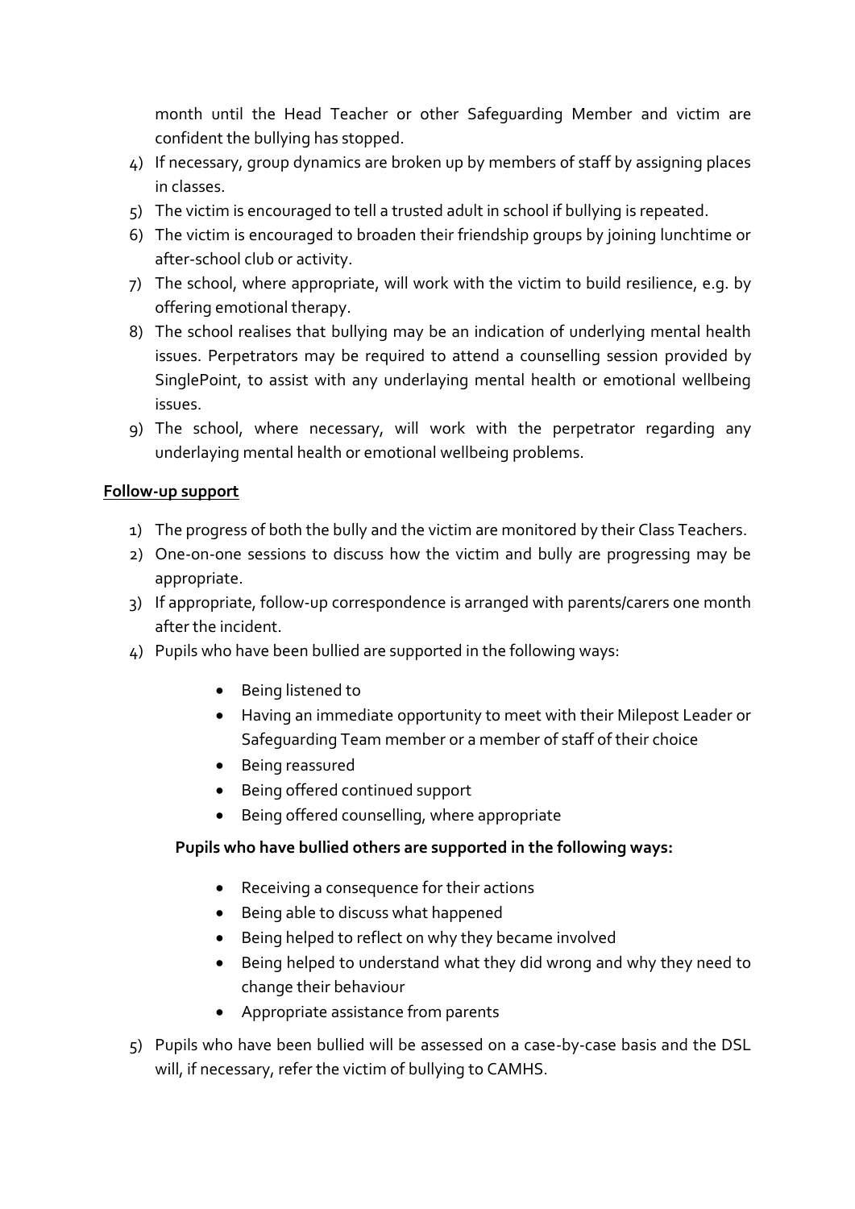month until the Head Teacher or other Safeguarding Member and victim are confident the bullying has stopped.

4) If necessary, group dynamics are broken up by members of staff by assigning places in classes.
5) The victim is encouraged to tell a trusted adult in school if bullying is repeated.
6) The victim is encouraged to broaden their friendship groups by joining lunchtime or after-school club or activity.
7) The school, where appropriate, will work with the victim to build resilience, e.g. by offering emotional therapy.
8) The school realises that bullying may be an indication of underlying mental health issues. Perpetrators may be required to attend a counselling session provided by SinglePoint, to assist with any underlaying mental health or emotional wellbeing issues.
9) The school, where necessary, will work with the perpetrator regarding any underlaying mental health or emotional wellbeing problems.

**Follow-up support**

1) The progress of both the bully and the victim are monitored by their Class Teachers.
2) One-on-one sessions to discuss how the victim and bully are progressing may be appropriate.
3) If appropriate, follow-up correspondence is arranged with parents/carers one month after the incident.
4) Pupils who have been bullied are supported in the following ways:
   - Being listened to
   - Having an immediate opportunity to meet with their Milepost Leader or Safeguarding Team member or a member of staff of their choice
   - Being reassured
   - Being offered continued support
   - Being offered counselling, where appropriate

   **Pupils who have bullied others are supported in the following ways:**

   - Receiving a consequence for their actions
   - Being able to discuss what happened
   - Being helped to reflect on why they became involved
   - Being helped to understand what they did wrong and why they need to change their behaviour
   - Appropriate assistance from parents
5) Pupils who have been bullied will be assessed on a case-by-case basis and the DSL will, if necessary, refer the victim of bullying to CAMHS.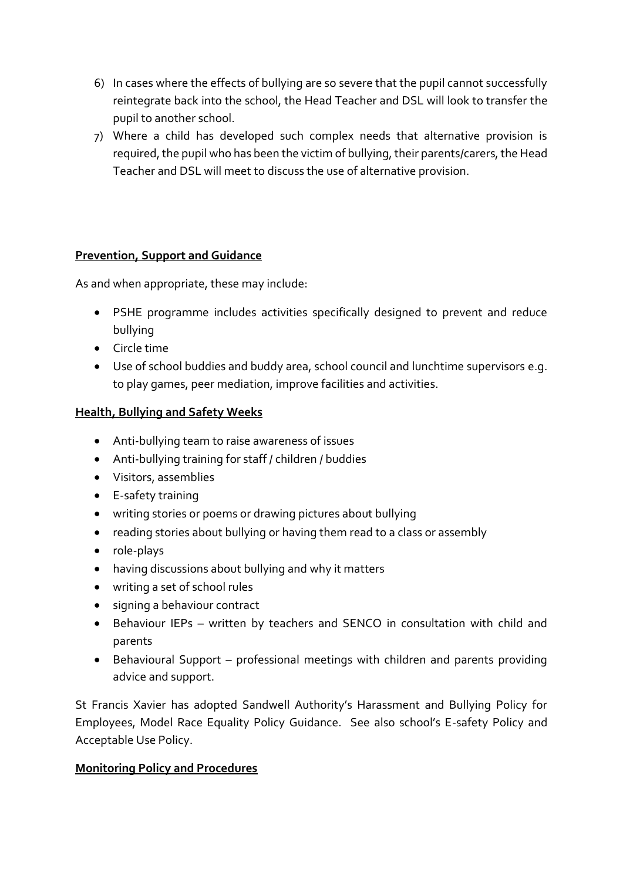6) In cases where the effects of bullying are so severe that the pupil cannot successfully reintegrate back into the school, the Head Teacher and DSL will look to transfer the pupil to another school.
7) Where a child has developed such complex needs that alternative provision is required, the pupil who has been the victim of bullying, their parents/carers, the Head Teacher and DSL will meet to discuss the use of alternative provision.

**Prevention, Support and Guidance**

As and when appropriate, these may include:

- PSHE programme includes activities specifically designed to prevent and reduce bullying
- Circle time
- Use of school buddies and buddy area, school council and lunchtime supervisors e.g. to play games, peer mediation, improve facilities and activities.

**Health, Bullying and Safety Weeks**

- Anti-bullying team to raise awareness of issues
- Anti-bullying training for staff / children / buddies
- Visitors, assemblies
- E-safety training
- writing stories or poems or drawing pictures about bullying
- reading stories about bullying or having them read to a class or assembly
- role-plays
- having discussions about bullying and why it matters
- writing a set of school rules
- signing a behaviour contract
- Behaviour IEPs – written by teachers and SENCO in consultation with child and parents
- Behavioural Support – professional meetings with children and parents providing advice and support.

St Francis Xavier has adopted Sandwell Authority's Harassment and Bullying Policy for Employees, Model Race Equality Policy Guidance. See also school's E-safety Policy and Acceptable Use Policy.

**Monitoring Policy and Procedures**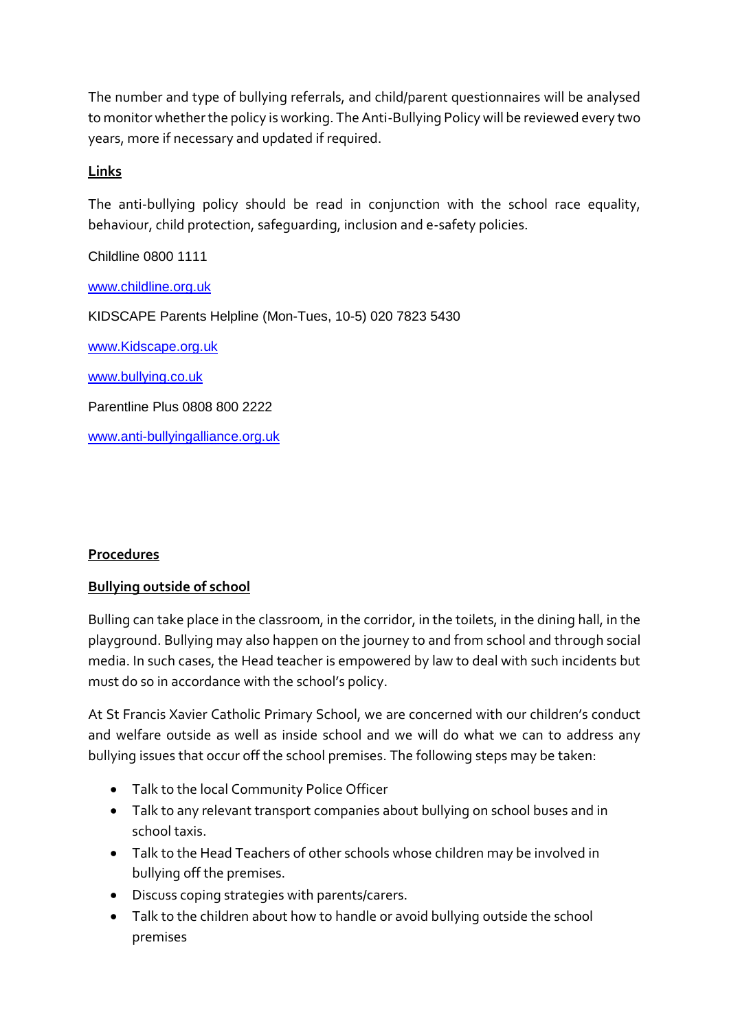The number and type of bullying referrals, and child/parent questionnaires will be analysed to monitor whether the policy is working. The Anti-Bullying Policy will be reviewed every two years, more if necessary and updated if required.

**Links**

The anti-bullying policy should be read in conjunction with the school race equality, behaviour, child protection, safeguarding, inclusion and e-safety policies.

Childline 0800 1111

www.childline.org.uk

KIDSCAPE Parents Helpline (Mon-Tues, 10-5) 020 7823 5430

www.Kidscape.org.uk

www.bullying.co.uk

Parentline Plus 0808 800 2222

www.anti-bullyingalliance.org.uk

**Procedures**

**Bullying outside of school**

Bulling can take place in the classroom, in the corridor, in the toilets, in the dining hall, in the playground. Bullying may also happen on the journey to and from school and through social media. In such cases, the Head teacher is empowered by law to deal with such incidents but must do so in accordance with the school's policy.

At St Francis Xavier Catholic Primary School, we are concerned with our children's conduct and welfare outside as well as inside school and we will do what we can to address any bullying issues that occur off the school premises. The following steps may be taken:

- Talk to the local Community Police Officer
- Talk to any relevant transport companies about bullying on school buses and in school taxis.
- Talk to the Head Teachers of other schools whose children may be involved in bullying off the premises.
- Discuss coping strategies with parents/carers.
- Talk to the children about how to handle or avoid bullying outside the school premises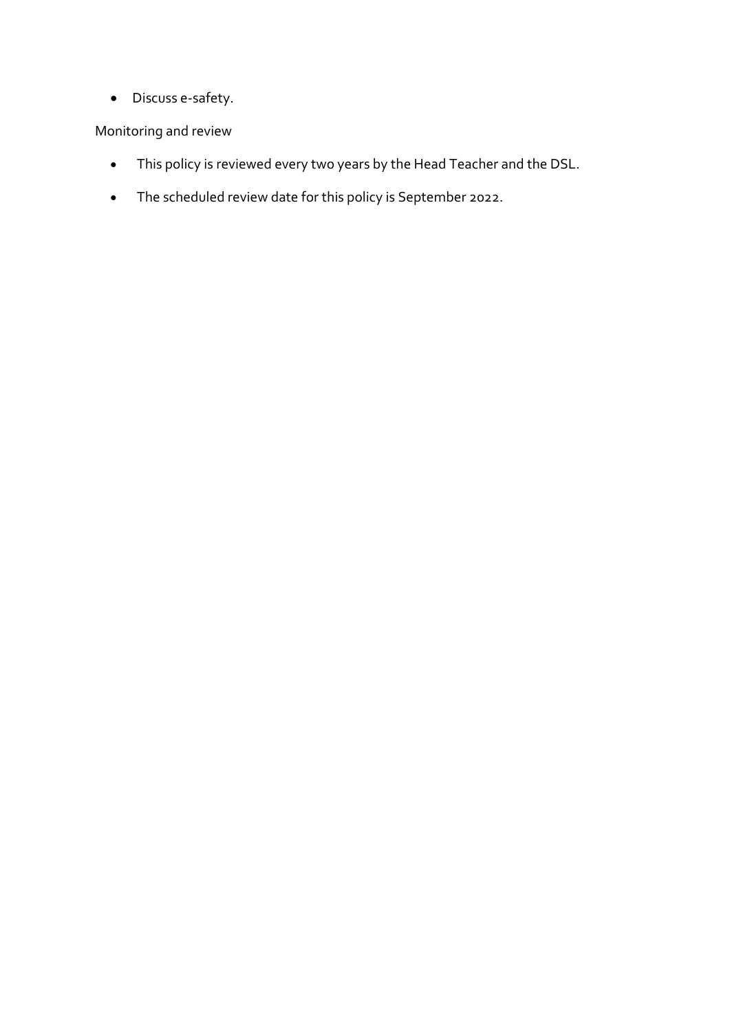- Discuss e-safety.

Monitoring and review

- This policy is reviewed every two years by the Head Teacher and the DSL.
- The scheduled review date for this policy is September 2022.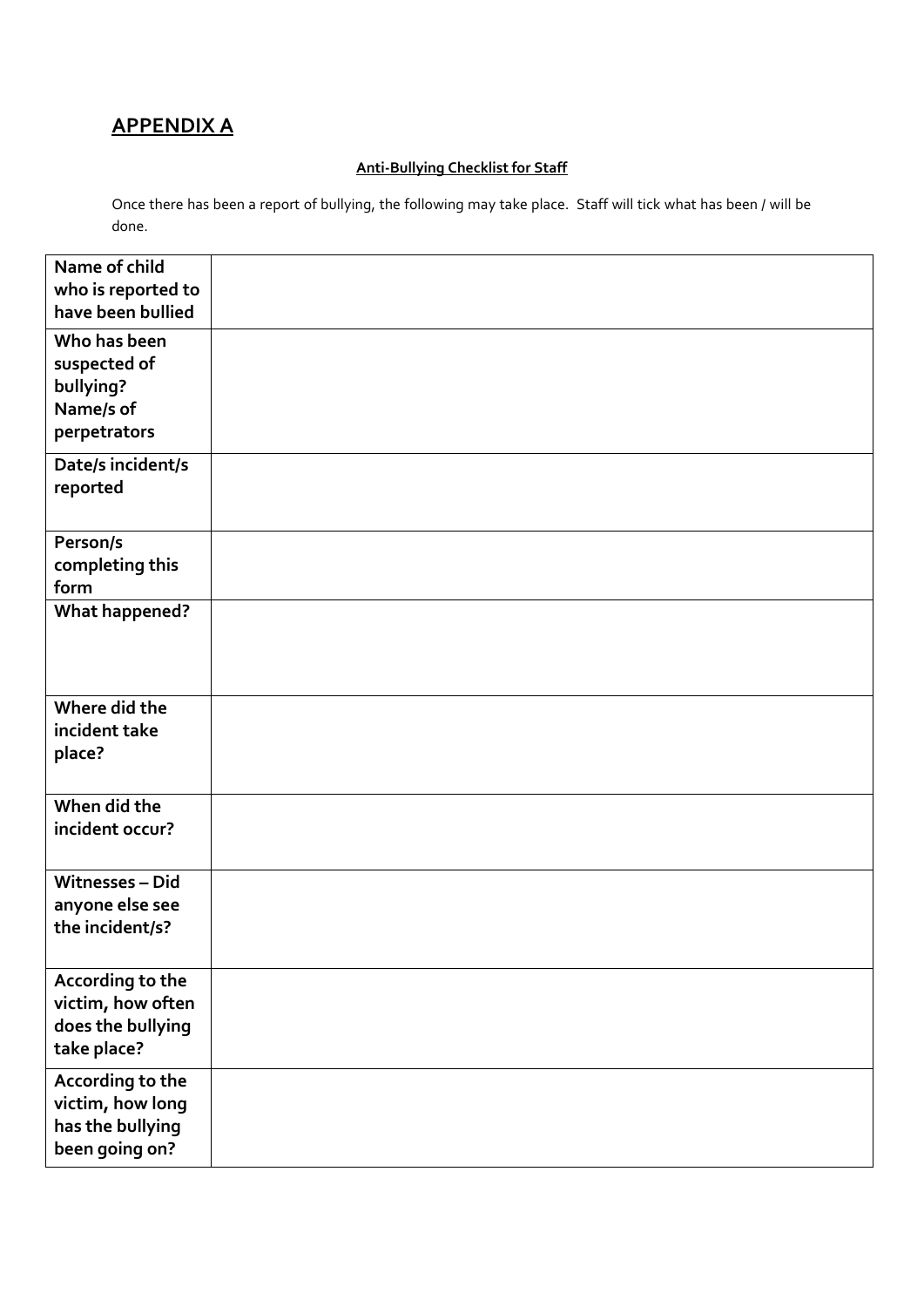## APPENDIX A

**Anti-Bullying Checklist for Staff**

Once there has been a report of bullying, the following may take place. Staff will tick what has been / will be done.

| | |
|---|---|
| **Name of child who is reported to have been bullied** | |
| **Who has been suspected of bullying? Name/s of perpetrators** | |
| **Date/s incident/s reported** | |
| **Person/s completing this form** | |
| **What happened?** | |
| **Where did the incident take place?** | |
| **When did the incident occur?** | |
| **Witnesses – Did anyone else see the incident/s?** | |
| **According to the victim, how often does the bullying take place?** | |
| **According to the victim, how long has the bullying been going on?** | |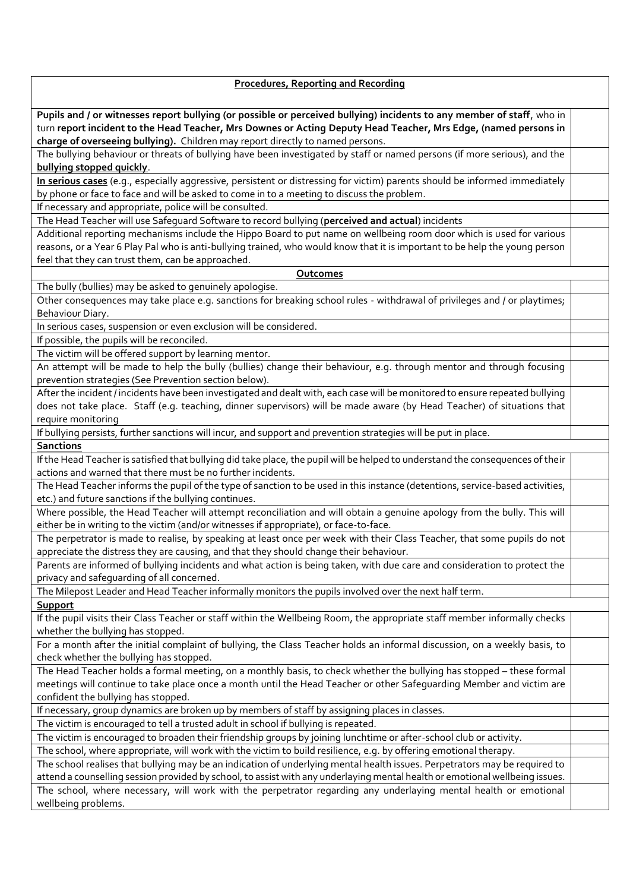| **Procedures, Reporting and Recording** | |
|---|---|
| **Pupils and / or witnesses report bullying (or possible or perceived bullying) incidents to any member of staff**, who in turn **report incident to the Head Teacher, Mrs Downes or Acting Deputy Head Teacher, Mrs Edge, (named persons in charge of overseeing bullying).** Children may report directly to named persons. | |
| The bullying behaviour or threats of bullying have been investigated by staff or named persons (if more serious), and the **bullying stopped quickly**. | |
| **In serious cases** (e.g., especially aggressive, persistent or distressing for victim) parents should be informed immediately by phone or face to face and will be asked to come in to a meeting to discuss the problem. | |
| If necessary and appropriate, police will be consulted. | |
| The Head Teacher will use Safeguard Software to record bullying (**perceived and actual**) incidents | |
| Additional reporting mechanisms include the Hippo Board to put name on wellbeing room door which is used for various reasons, or a Year 6 Play Pal who is anti-bullying trained, who would know that it is important to be help the young person feel that they can trust them, can be approached. | |
| **Outcomes** | |
| The bully (bullies) may be asked to genuinely apologise. | |
| Other consequences may take place e.g. sanctions for breaking school rules - withdrawal of privileges and / or playtimes; Behaviour Diary. | |
| In serious cases, suspension or even exclusion will be considered. | |
| If possible, the pupils will be reconciled. | |
| The victim will be offered support by learning mentor. | |
| An attempt will be made to help the bully (bullies) change their behaviour, e.g. through mentor and through focusing prevention strategies (See Prevention section below). | |
| After the incident / incidents have been investigated and dealt with, each case will be monitored to ensure repeated bullying does not take place. Staff (e.g. teaching, dinner supervisors) will be made aware (by Head Teacher) of situations that require monitoring | |
| If bullying persists, further sanctions will incur, and support and prevention strategies will be put in place. | |
| **Sanctions** | |
| If the Head Teacher is satisfied that bullying did take place, the pupil will be helped to understand the consequences of their actions and warned that there must be no further incidents. | |
| The Head Teacher informs the pupil of the type of sanction to be used in this instance (detentions, service-based activities, etc.) and future sanctions if the bullying continues. | |
| Where possible, the Head Teacher will attempt reconciliation and will obtain a genuine apology from the bully. This will either be in writing to the victim (and/or witnesses if appropriate), or face-to-face. | |
| The perpetrator is made to realise, by speaking at least once per week with their Class Teacher, that some pupils do not appreciate the distress they are causing, and that they should change their behaviour. | |
| Parents are informed of bullying incidents and what action is being taken, with due care and consideration to protect the privacy and safeguarding of all concerned. | |
| The Milepost Leader and Head Teacher informally monitors the pupils involved over the next half term. | |
| **Support** | |
| If the pupil visits their Class Teacher or staff within the Wellbeing Room, the appropriate staff member informally checks whether the bullying has stopped. | |
| For a month after the initial complaint of bullying, the Class Teacher holds an informal discussion, on a weekly basis, to check whether the bullying has stopped. | |
| The Head Teacher holds a formal meeting, on a monthly basis, to check whether the bullying has stopped – these formal meetings will continue to take place once a month until the Head Teacher or other Safeguarding Member and victim are confident the bullying has stopped. | |
| If necessary, group dynamics are broken up by members of staff by assigning places in classes. | |
| The victim is encouraged to tell a trusted adult in school if bullying is repeated. | |
| The victim is encouraged to broaden their friendship groups by joining lunchtime or after-school club or activity. | |
| The school, where appropriate, will work with the victim to build resilience, e.g. by offering emotional therapy. | |
| The school realises that bullying may be an indication of underlying mental health issues. Perpetrators may be required to attend a counselling session provided by school, to assist with any underlaying mental health or emotional wellbeing issues. | |
| The school, where necessary, will work with the perpetrator regarding any underlaying mental health or emotional wellbeing problems. | |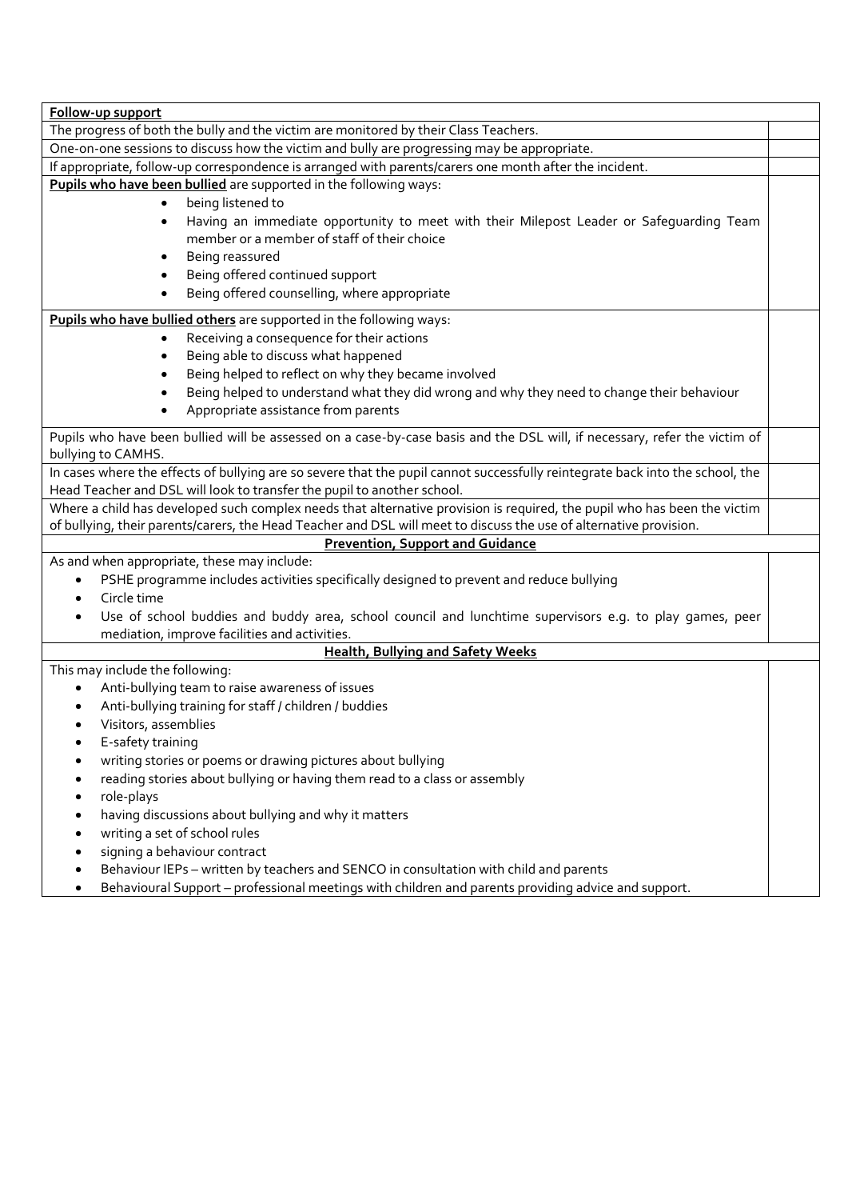| | |
|---|---|
| **Follow-up support** | |
| The progress of both the bully and the victim are monitored by their Class Teachers. | |
| One-on-one sessions to discuss how the victim and bully are progressing may be appropriate. | |
| If appropriate, follow-up correspondence is arranged with parents/carers one month after the incident. | |
| **Pupils who have been bullied** are supported in the following ways:<br>• being listened to<br>• Having an immediate opportunity to meet with their Milepost Leader or Safeguarding Team member or a member of staff of their choice<br>• Being reassured<br>• Being offered continued support<br>• Being offered counselling, where appropriate | |
| **Pupils who have bullied others** are supported in the following ways:<br>• Receiving a consequence for their actions<br>• Being able to discuss what happened<br>• Being helped to reflect on why they became involved<br>• Being helped to understand what they did wrong and why they need to change their behaviour<br>• Appropriate assistance from parents | |
| Pupils who have been bullied will be assessed on a case-by-case basis and the DSL will, if necessary, refer the victim of bullying to CAMHS. | |
| In cases where the effects of bullying are so severe that the pupil cannot successfully reintegrate back into the school, the Head Teacher and DSL will look to transfer the pupil to another school. | |
| Where a child has developed such complex needs that alternative provision is required, the pupil who has been the victim of bullying, their parents/carers, the Head Teacher and DSL will meet to discuss the use of alternative provision. | |
| **Prevention, Support and Guidance** | |
| As and when appropriate, these may include:<br>• PSHE programme includes activities specifically designed to prevent and reduce bullying<br>• Circle time<br>• Use of school buddies and buddy area, school council and lunchtime supervisors e.g. to play games, peer mediation, improve facilities and activities. | |
| **Health, Bullying and Safety Weeks** | |
| This may include the following:<br>• Anti-bullying team to raise awareness of issues<br>• Anti-bullying training for staff / children / buddies<br>• Visitors, assemblies<br>• E-safety training<br>• writing stories or poems or drawing pictures about bullying<br>• reading stories about bullying or having them read to a class or assembly<br>• role-plays<br>• having discussions about bullying and why it matters<br>• writing a set of school rules<br>• signing a behaviour contract<br>• Behaviour IEPs – written by teachers and SENCO in consultation with child and parents<br>• Behavioural Support – professional meetings with children and parents providing advice and support. | |